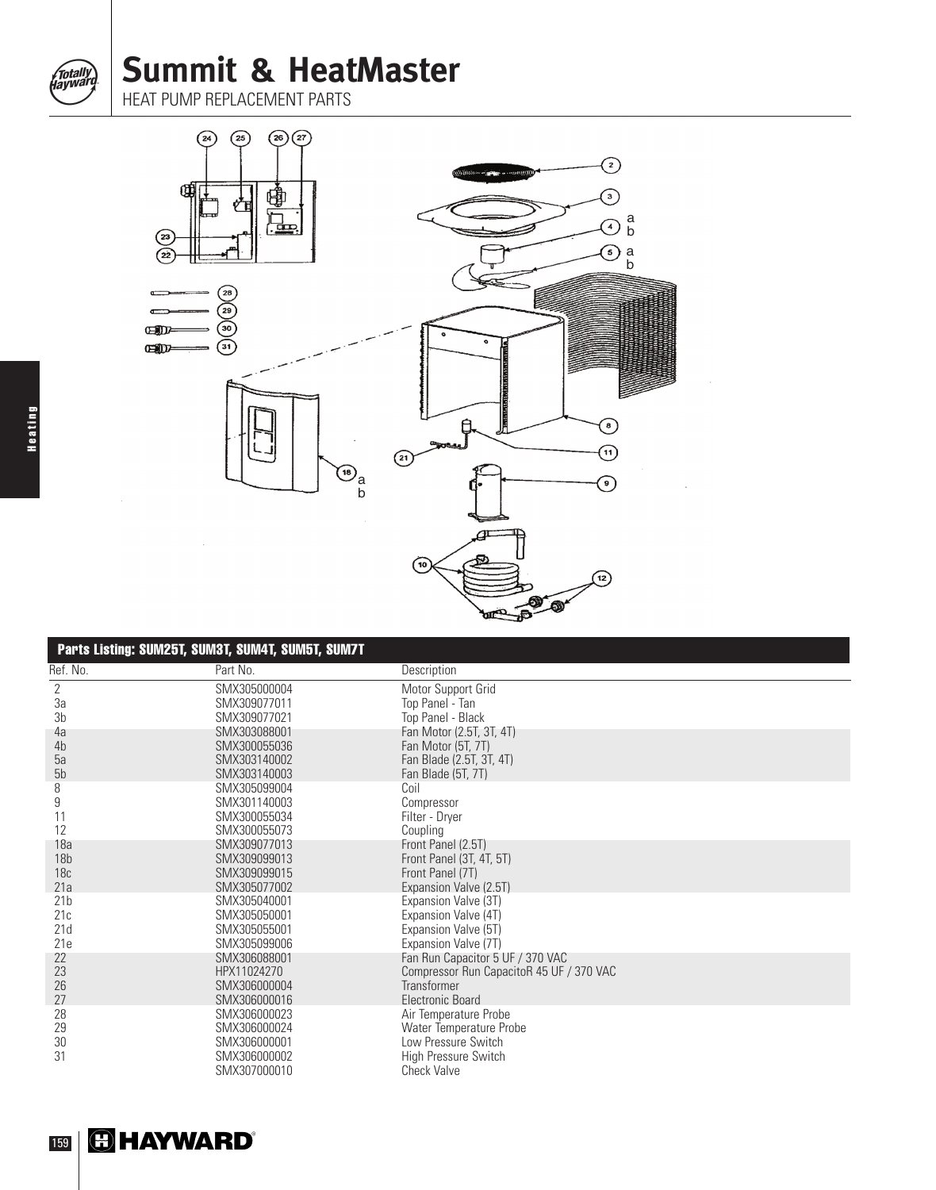# Summit & HeatMaster

HEAT PUMP REPLACEMENT PARTS

### Parts Listing: SUM25T, SUM3T, SUM4T, SUM5T, SUM7T

| Ref. No. | Part No. | Description |
|---|---|---|
| 2 | SMX305000004 | Motor Support Grid |
| 3a | SMX309077011 | Top Panel - Tan |
| 3b | SMX309077021 | Top Panel - Black |
| 4a | SMX303088001 | Fan Motor (2.5T, 3T, 4T) |
| 4b | SMX300055036 | Fan Motor (5T, 7T) |
| 5a | SMX303140002 | Fan Blade (2.5T, 3T, 4T) |
| 5b | SMX303140003 | Fan Blade (5T, 7T) |
| 8 | SMX305099004 | Coil |
| 9 | SMX301140003 | Compressor |
| 11 | SMX300055034 | Filter - Dryer |
| 12 | SMX300055073 | Coupling |
| 18a | SMX309077013 | Front Panel (2.5T) |
| 18b | SMX309099013 | Front Panel (3T, 4T, 5T) |
| 18c | SMX309099015 | Front Panel (7T) |
| 21a | SMX305077002 | Expansion Valve (2.5T) |
| 21b | SMX305040001 | Expansion Valve (3T) |
| 21c | SMX305050001 | Expansion Valve (4T) |
| 21d | SMX305055001 | Expansion Valve (5T) |
| 21e | SMX305099006 | Expansion Valve (7T) |
| 22 | SMX306088001 | Fan Run Capacitor 5 UF / 370 VAC |
| 23 | HPX11024270 | Compressor Run CapacitoR 45 UF / 370 VAC |
| 26 | SMX306000004 | Transformer |
| 27 | SMX306000016 | Electronic Board |
| 28 | SMX306000023 | Air Temperature Probe |
| 29 | SMX306000024 | Water Temperature Probe |
| 30 | SMX306000001 | Low Pressure Switch |
| 31 | SMX306000002 | High Pressure Switch |
| | SMX307000010 | Check Valve |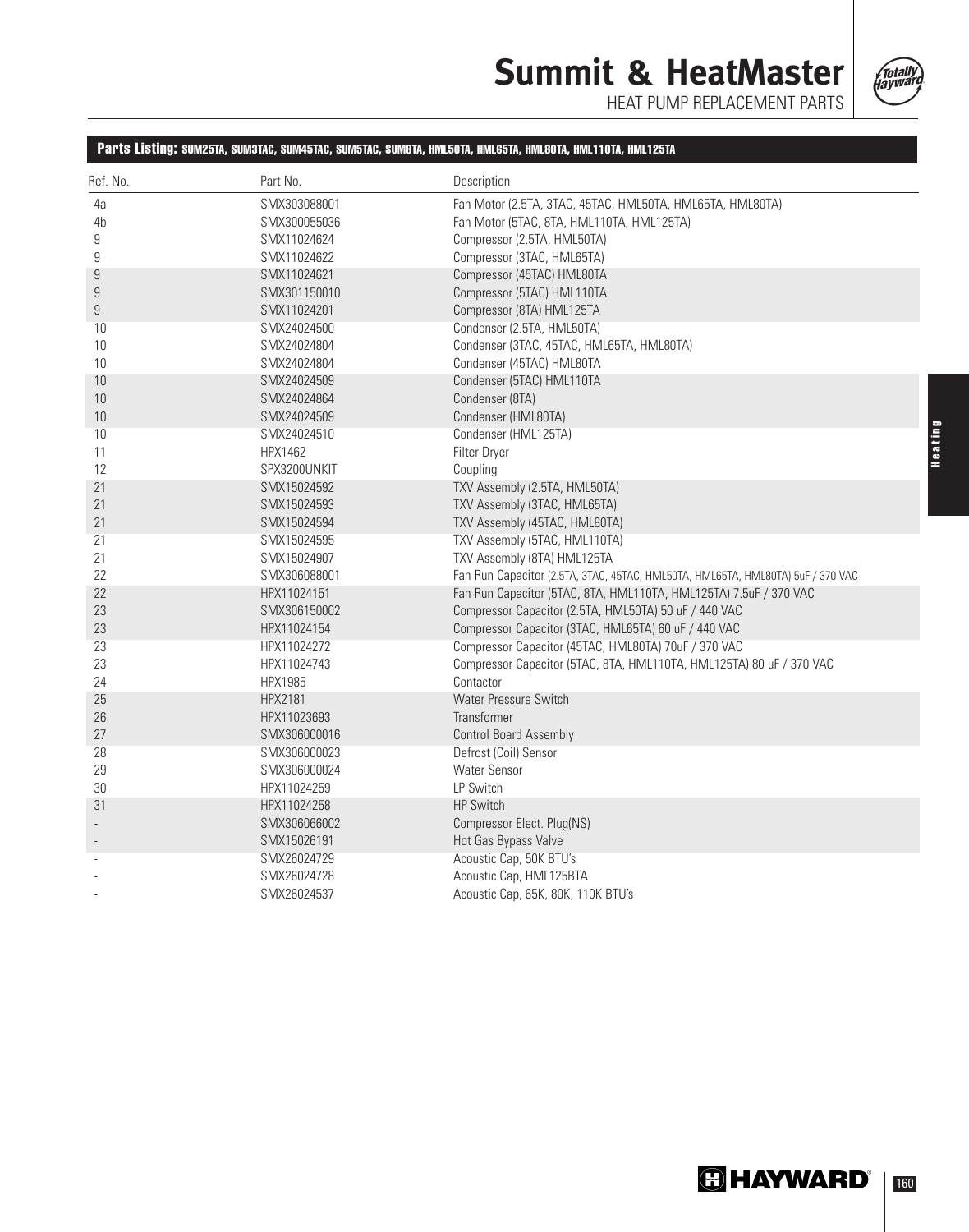# Summit & HeatMaster

HEAT PUMP REPLACEMENT PARTS

## Parts Listing: SUM25TA, SUM3TAC, SUM45TAC, SUM5TAC, SUM8TA, HML50TA, HML65TA, HML80TA, HML110TA, HML125TA

| Ref. No. | Part No. | Description |
|---|---|---|
| 4a | SMX303088001 | Fan Motor (2.5TA, 3TAC, 45TAC, HML50TA, HML65TA, HML80TA) |
| 4b | SMX300055036 | Fan Motor (5TAC, 8TA, HML110TA, HML125TA) |
| 9 | SMX11024624 | Compressor (2.5TA, HML50TA) |
| 9 | SMX11024622 | Compressor (3TAC, HML65TA) |
| 9 | SMX11024621 | Compressor (45TAC) HML80TA |
| 9 | SMX301150010 | Compressor (5TAC) HML110TA |
| 9 | SMX11024201 | Compressor (8TA) HML125TA |
| 10 | SMX24024500 | Condenser (2.5TA, HML50TA) |
| 10 | SMX24024804 | Condenser (3TAC, 45TAC, HML65TA, HML80TA) |
| 10 | SMX24024804 | Condenser (45TAC) HML80TA |
| 10 | SMX24024509 | Condenser (5TAC) HML110TA |
| 10 | SMX24024864 | Condenser (8TA) |
| 10 | SMX24024509 | Condenser (HML80TA) |
| 10 | SMX24024510 | Condenser (HML125TA) |
| 11 | HPX1462 | Filter Dryer |
| 12 | SPX3200UNKIT | Coupling |
| 21 | SMX15024592 | TXV Assembly (2.5TA, HML50TA) |
| 21 | SMX15024593 | TXV Assembly (3TAC, HML65TA) |
| 21 | SMX15024594 | TXV Assembly (45TAC, HML80TA) |
| 21 | SMX15024595 | TXV Assembly (5TAC, HML110TA) |
| 21 | SMX15024907 | TXV Assembly (8TA) HML125TA |
| 22 | SMX306088001 | Fan Run Capacitor (2.5TA, 3TAC, 45TAC, HML50TA, HML65TA, HML80TA) 5uF / 370 VAC |
| 22 | HPX11024151 | Fan Run Capacitor (5TAC, 8TA, HML110TA, HML125TA) 7.5uF / 370 VAC |
| 23 | SMX306150002 | Compressor Capacitor (2.5TA, HML50TA) 50 uF / 440 VAC |
| 23 | HPX11024154 | Compressor Capacitor (3TAC, HML65TA) 60 uF / 440 VAC |
| 23 | HPX11024272 | Compressor Capacitor (45TAC, HML80TA) 70uF / 370 VAC |
| 23 | HPX11024743 | Compressor Capacitor (5TAC, 8TA, HML110TA, HML125TA) 80 uF / 370 VAC |
| 24 | HPX1985 | Contactor |
| 25 | HPX2181 | Water Pressure Switch |
| 26 | HPX11023693 | Transformer |
| 27 | SMX306000016 | Control Board Assembly |
| 28 | SMX306000023 | Defrost (Coil) Sensor |
| 29 | SMX306000024 | Water Sensor |
| 30 | HPX11024259 | LP Switch |
| 31 | HPX11024258 | HP Switch |
| - | SMX306066002 | Compressor Elect. Plug(NS) |
| - | SMX15026191 | Hot Gas Bypass Valve |
| - | SMX26024729 | Acoustic Cap, 50K BTU's |
| - | SMX26024728 | Acoustic Cap, HML125BTA |
| - | SMX26024537 | Acoustic Cap, 65K, 80K, 110K BTU's |